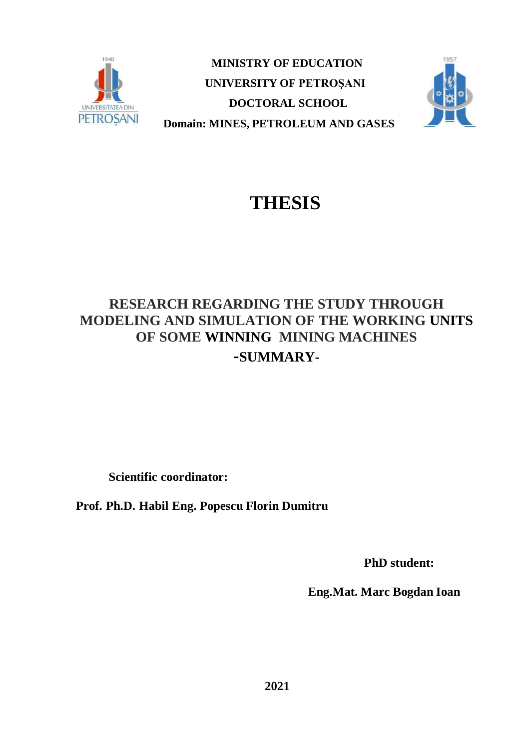**MINISTRY OF EDUCATION**

**UNIVERSITY OF PETROŞANI**

**DOCTORAL SCHOOL**

**Domain: MINES, PETROLEUM AND GASES**

# THESIS

## RESEARCH REGARDING THE STUDY THROUGH MODELING AND SIMULATION OF THE WORKING UNITS OF SOME WINNING MINING MACHINES

## -SUMMARY-

**Scientific coordinator:**

**Prof. Ph.D. Habil Eng. Popescu Florin Dumitru**

**PhD student:**

**Eng.Mat. Marc Bogdan Ioan**

**2021**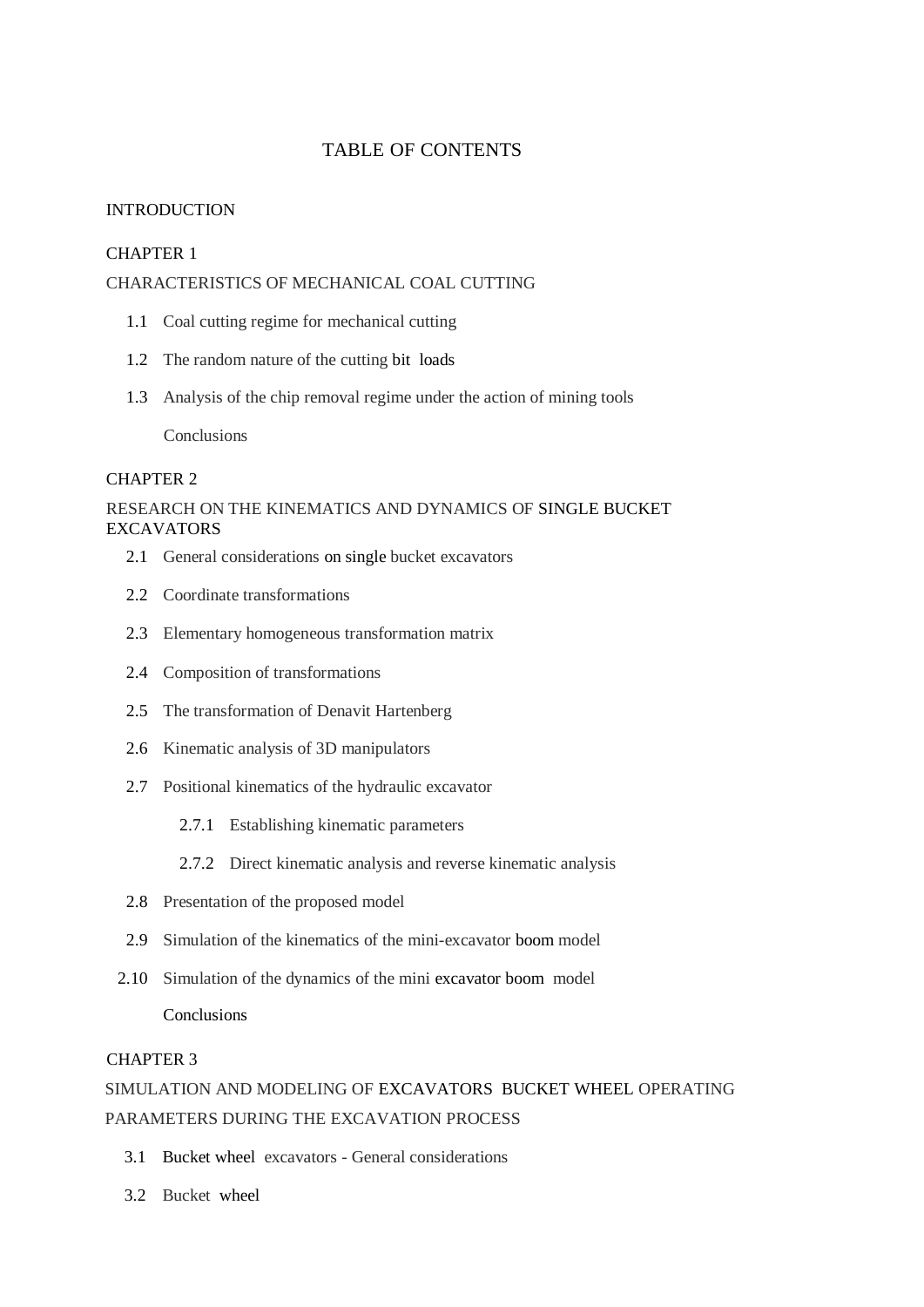# TABLE OF CONTENTS

INTRODUCTION

CHAPTER 1

CHARACTERISTICS OF MECHANICAL COAL CUTTING

1.1 Coal cutting regime for mechanical cutting

1.2 The random nature of the cutting bit loads

1.3 Analysis of the chip removal regime under the action of mining tools

Conclusions

CHAPTER 2

RESEARCH ON THE KINEMATICS AND DYNAMICS OF SINGLE BUCKET EXCAVATORS

2.1 General considerations on single bucket excavators

2.2 Coordinate transformations

2.3 Elementary homogeneous transformation matrix

2.4 Composition of transformations

2.5 The transformation of Denavit Hartenberg

2.6 Kinematic analysis of 3D manipulators

2.7 Positional kinematics of the hydraulic excavator

2.7.1 Establishing kinematic parameters

2.7.2 Direct kinematic analysis and reverse kinematic analysis

2.8 Presentation of the proposed model

2.9 Simulation of the kinematics of the mini-excavator boom model

2.10 Simulation of the dynamics of the mini excavator boom model

Conclusions

CHAPTER 3

SIMULATION AND MODELING OF EXCAVATORS BUCKET WHEEL OPERATING PARAMETERS DURING THE EXCAVATION PROCESS

3.1 Bucket wheel excavators - General considerations

3.2 Bucket wheel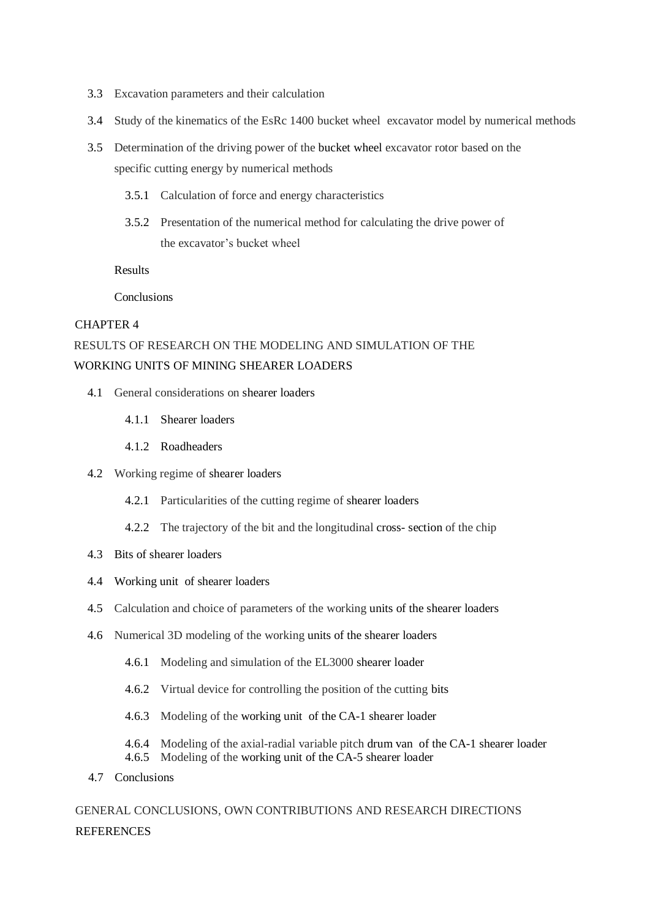3.3 Excavation parameters and their calculation

3.4 Study of the kinematics of the EsRc 1400 bucket wheel excavator model by numerical methods

3.5 Determination of the driving power of the bucket wheel excavator rotor based on the specific cutting energy by numerical methods

3.5.1 Calculation of force and energy characteristics

3.5.2 Presentation of the numerical method for calculating the drive power of the excavator's bucket wheel

Results

Conclusions

CHAPTER 4

RESULTS OF RESEARCH ON THE MODELING AND SIMULATION OF THE WORKING UNITS OF MINING SHEARER LOADERS

4.1 General considerations on shearer loaders

4.1.1 Shearer loaders

4.1.2 Roadheaders

4.2 Working regime of shearer loaders

4.2.1 Particularities of the cutting regime of shearer loaders

4.2.2 The trajectory of the bit and the longitudinal cross- section of the chip

4.3 Bits of shearer loaders

4.4 Working unit of shearer loaders

4.5 Calculation and choice of parameters of the working units of the shearer loaders

4.6 Numerical 3D modeling of the working units of the shearer loaders

4.6.1 Modeling and simulation of the EL3000 shearer loader

4.6.2 Virtual device for controlling the position of the cutting bits

4.6.3 Modeling of the working unit of the CA-1 shearer loader

4.6.4 Modeling of the axial-radial variable pitch drum van of the CA-1 shearer loader

4.6.5 Modeling of the working unit of the CA-5 shearer loader

4.7 Conclusions

GENERAL CONCLUSIONS, OWN CONTRIBUTIONS AND RESEARCH DIRECTIONS

REFERENCES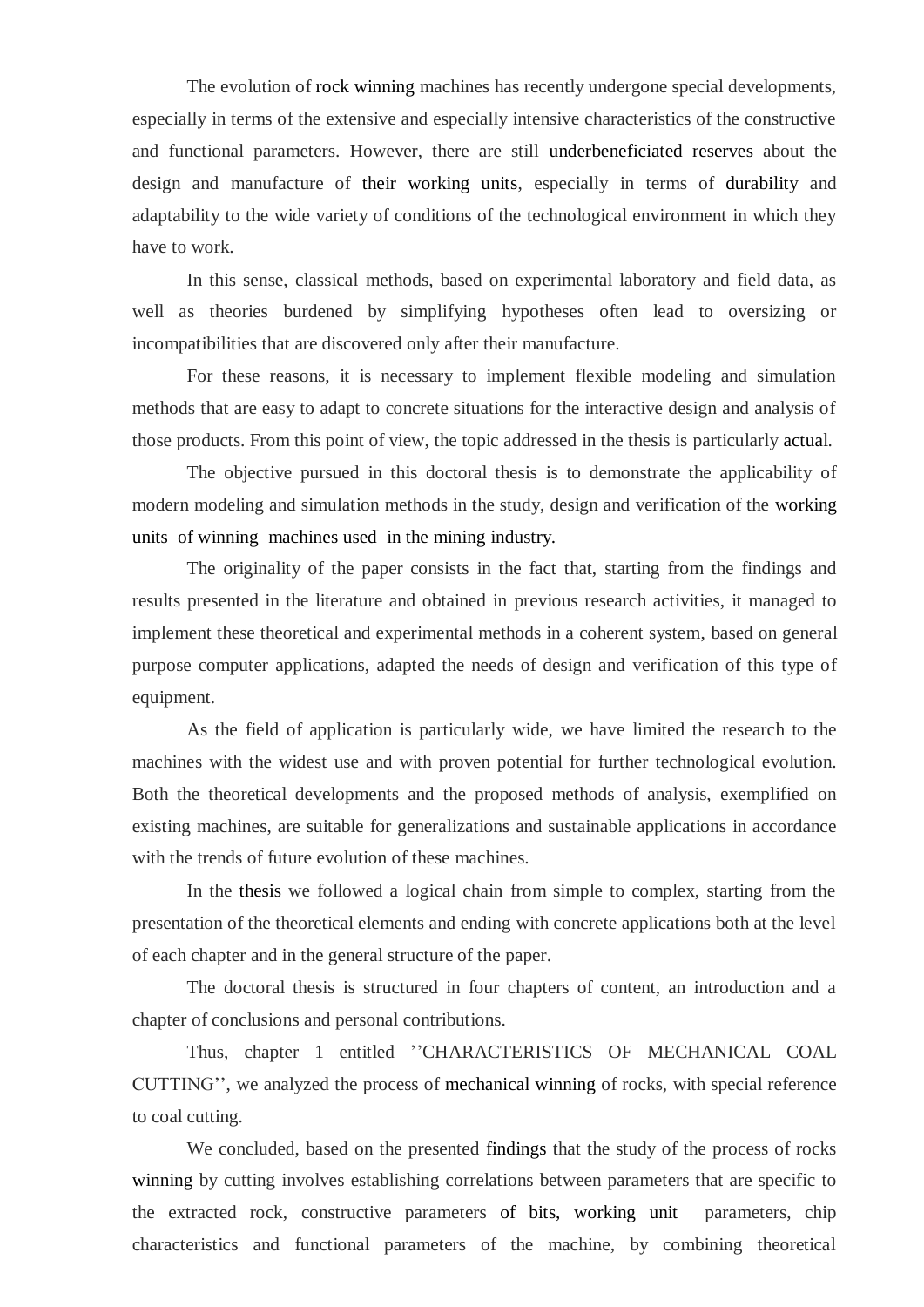The evolution of rock winning machines has recently undergone special developments, especially in terms of the extensive and especially intensive characteristics of the constructive and functional parameters. However, there are still underbeneficiated reserves about the design and manufacture of their working units, especially in terms of durability and adaptability to the wide variety of conditions of the technological environment in which they have to work.

In this sense, classical methods, based on experimental laboratory and field data, as well as theories burdened by simplifying hypotheses often lead to oversizing or incompatibilities that are discovered only after their manufacture.

For these reasons, it is necessary to implement flexible modeling and simulation methods that are easy to adapt to concrete situations for the interactive design and analysis of those products. From this point of view, the topic addressed in the thesis is particularly actual.

The objective pursued in this doctoral thesis is to demonstrate the applicability of modern modeling and simulation methods in the study, design and verification of the working units of winning machines used in the mining industry.

The originality of the paper consists in the fact that, starting from the findings and results presented in the literature and obtained in previous research activities, it managed to implement these theoretical and experimental methods in a coherent system, based on general purpose computer applications, adapted the needs of design and verification of this type of equipment.

As the field of application is particularly wide, we have limited the research to the machines with the widest use and with proven potential for further technological evolution. Both the theoretical developments and the proposed methods of analysis, exemplified on existing machines, are suitable for generalizations and sustainable applications in accordance with the trends of future evolution of these machines.

In the thesis we followed a logical chain from simple to complex, starting from the presentation of the theoretical elements and ending with concrete applications both at the level of each chapter and in the general structure of the paper.

The doctoral thesis is structured in four chapters of content, an introduction and a chapter of conclusions and personal contributions.

Thus, chapter 1 entitled ''CHARACTERISTICS OF MECHANICAL COAL CUTTING'', we analyzed the process of mechanical winning of rocks, with special reference to coal cutting.

We concluded, based on the presented findings that the study of the process of rocks winning by cutting involves establishing correlations between parameters that are specific to the extracted rock, constructive parameters of bits, working unit parameters, chip characteristics and functional parameters of the machine, by combining theoretical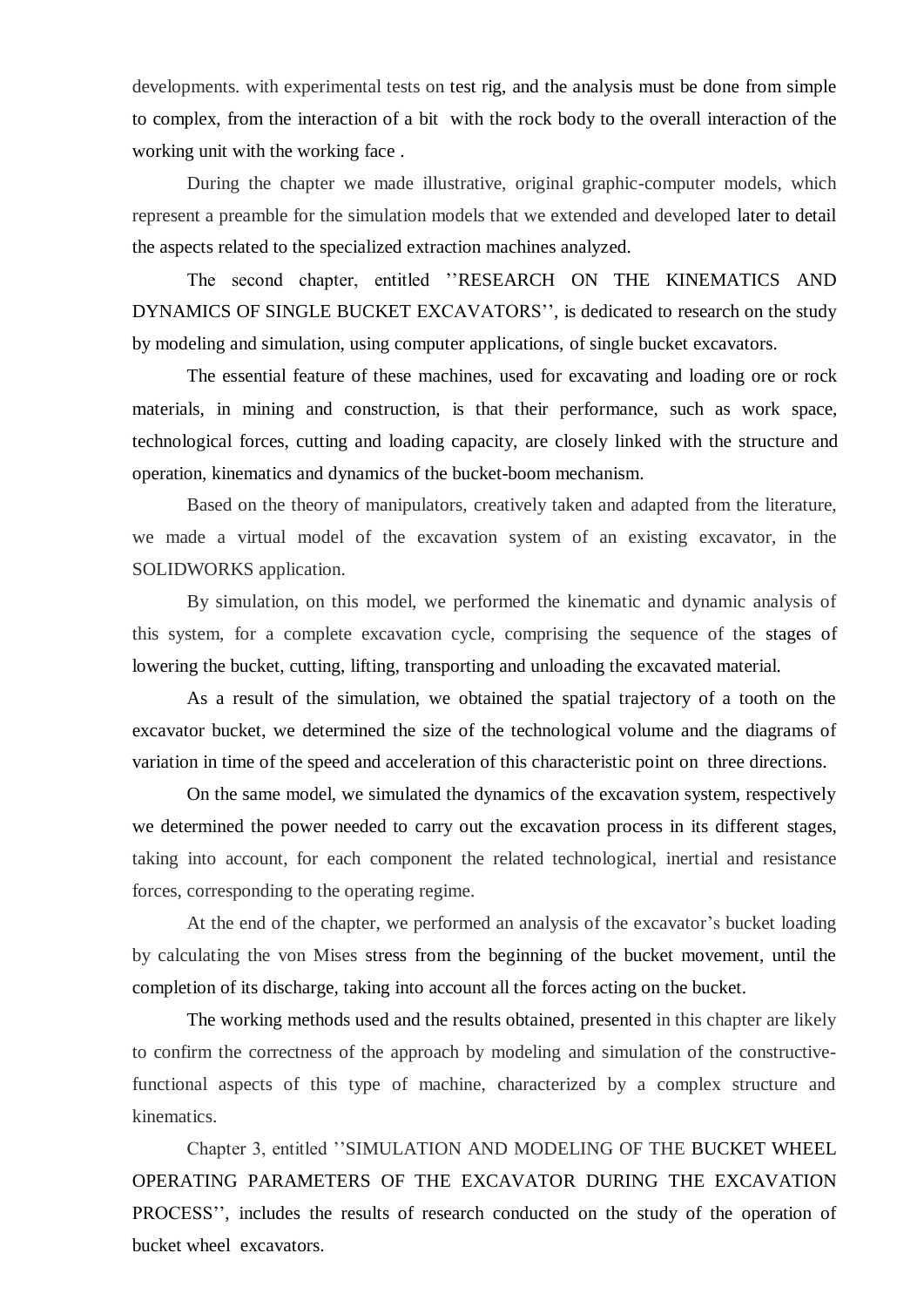developments. with experimental tests on test rig, and the analysis must be done from simple to complex, from the interaction of a bit with the rock body to the overall interaction of the working unit with the working face .

During the chapter we made illustrative, original graphic-computer models, which represent a preamble for the simulation models that we extended and developed later to detail the aspects related to the specialized extraction machines analyzed.

The second chapter, entitled ''RESEARCH ON THE KINEMATICS AND DYNAMICS OF SINGLE BUCKET EXCAVATORS'', is dedicated to research on the study by modeling and simulation, using computer applications, of single bucket excavators.

The essential feature of these machines, used for excavating and loading ore or rock materials, in mining and construction, is that their performance, such as work space, technological forces, cutting and loading capacity, are closely linked with the structure and operation, kinematics and dynamics of the bucket-boom mechanism.

Based on the theory of manipulators, creatively taken and adapted from the literature, we made a virtual model of the excavation system of an existing excavator, in the SOLIDWORKS application.

By simulation, on this model, we performed the kinematic and dynamic analysis of this system, for a complete excavation cycle, comprising the sequence of the stages of lowering the bucket, cutting, lifting, transporting and unloading the excavated material.

As a result of the simulation, we obtained the spatial trajectory of a tooth on the excavator bucket, we determined the size of the technological volume and the diagrams of variation in time of the speed and acceleration of this characteristic point on three directions.

On the same model, we simulated the dynamics of the excavation system, respectively we determined the power needed to carry out the excavation process in its different stages, taking into account, for each component the related technological, inertial and resistance forces, corresponding to the operating regime.

At the end of the chapter, we performed an analysis of the excavator's bucket loading by calculating the von Mises stress from the beginning of the bucket movement, until the completion of its discharge, taking into account all the forces acting on the bucket.

The working methods used and the results obtained, presented in this chapter are likely to confirm the correctness of the approach by modeling and simulation of the constructive-functional aspects of this type of machine, characterized by a complex structure and kinematics.

Chapter 3, entitled ''SIMULATION AND MODELING OF THE BUCKET WHEEL OPERATING PARAMETERS OF THE EXCAVATOR DURING THE EXCAVATION PROCESS'', includes the results of research conducted on the study of the operation of bucket wheel excavators.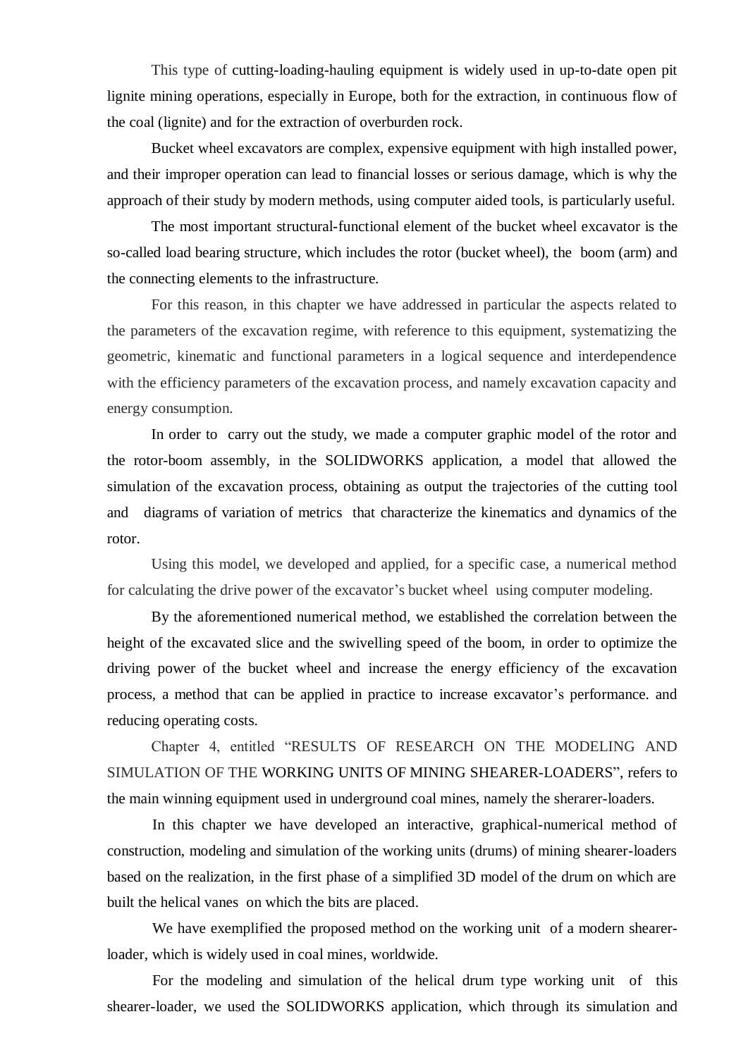This type of cutting-loading-hauling equipment is widely used in up-to-date open pit lignite mining operations, especially in Europe, both for the extraction, in continuous flow of the coal (lignite) and for the extraction of overburden rock.

Bucket wheel excavators are complex, expensive equipment with high installed power, and their improper operation can lead to financial losses or serious damage, which is why the approach of their study by modern methods, using computer aided tools, is particularly useful.

The most important structural-functional element of the bucket wheel excavator is the so-called load bearing structure, which includes the rotor (bucket wheel), the boom (arm) and the connecting elements to the infrastructure.

For this reason, in this chapter we have addressed in particular the aspects related to the parameters of the excavation regime, with reference to this equipment, systematizing the geometric, kinematic and functional parameters in a logical sequence and interdependence with the efficiency parameters of the excavation process, and namely excavation capacity and energy consumption.

In order to carry out the study, we made a computer graphic model of the rotor and the rotor-boom assembly, in the SOLIDWORKS application, a model that allowed the simulation of the excavation process, obtaining as output the trajectories of the cutting tool and diagrams of variation of metrics that characterize the kinematics and dynamics of the rotor.

Using this model, we developed and applied, for a specific case, a numerical method for calculating the drive power of the excavator's bucket wheel using computer modeling.

By the aforementioned numerical method, we established the correlation between the height of the excavated slice and the swivelling speed of the boom, in order to optimize the driving power of the bucket wheel and increase the energy efficiency of the excavation process, a method that can be applied in practice to increase excavator's performance. and reducing operating costs.

Chapter 4, entitled "RESULTS OF RESEARCH ON THE MODELING AND SIMULATION OF THE WORKING UNITS OF MINING SHEARER-LOADERS", refers to the main winning equipment used in underground coal mines, namely the sherarer-loaders.

In this chapter we have developed an interactive, graphical-numerical method of construction, modeling and simulation of the working units (drums) of mining shearer-loaders based on the realization, in the first phase of a simplified 3D model of the drum on which are built the helical vanes on which the bits are placed.

We have exemplified the proposed method on the working unit of a modern shearer-loader, which is widely used in coal mines, worldwide.

For the modeling and simulation of the helical drum type working unit of this shearer-loader, we used the SOLIDWORKS application, which through its simulation and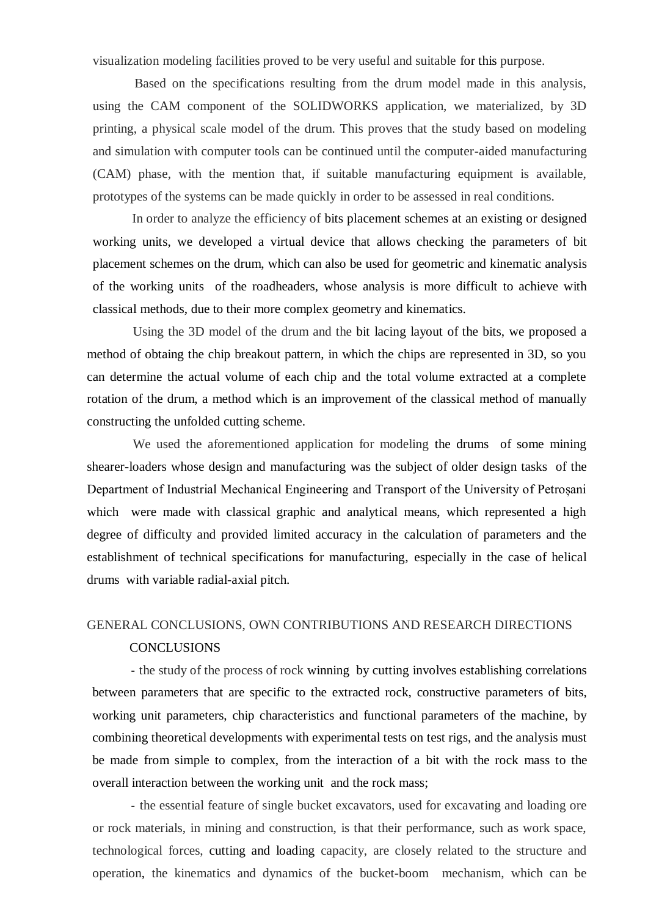visualization modeling facilities proved to be very useful and suitable for this purpose.

Based on the specifications resulting from the drum model made in this analysis, using the CAM component of the SOLIDWORKS application, we materialized, by 3D printing, a physical scale model of the drum. This proves that the study based on modeling and simulation with computer tools can be continued until the computer-aided manufacturing (CAM) phase, with the mention that, if suitable manufacturing equipment is available, prototypes of the systems can be made quickly in order to be assessed in real conditions.

In order to analyze the efficiency of bits placement schemes at an existing or designed working units, we developed a virtual device that allows checking the parameters of bit placement schemes on the drum, which can also be used for geometric and kinematic analysis of the working units of the roadheaders, whose analysis is more difficult to achieve with classical methods, due to their more complex geometry and kinematics.

Using the 3D model of the drum and the bit lacing layout of the bits, we proposed a method of obtaing the chip breakout pattern, in which the chips are represented in 3D, so you can determine the actual volume of each chip and the total volume extracted at a complete rotation of the drum, a method which is an improvement of the classical method of manually constructing the unfolded cutting scheme.

We used the aforementioned application for modeling the drums of some mining shearer-loaders whose design and manufacturing was the subject of older design tasks of the Department of Industrial Mechanical Engineering and Transport of the University of Petroșani which were made with classical graphic and analytical means, which represented a high degree of difficulty and provided limited accuracy in the calculation of parameters and the establishment of technical specifications for manufacturing, especially in the case of helical drums with variable radial-axial pitch.

## GENERAL CONCLUSIONS, OWN CONTRIBUTIONS AND RESEARCH DIRECTIONS

### CONCLUSIONS

- the study of the process of rock winning by cutting involves establishing correlations between parameters that are specific to the extracted rock, constructive parameters of bits, working unit parameters, chip characteristics and functional parameters of the machine, by combining theoretical developments with experimental tests on test rigs, and the analysis must be made from simple to complex, from the interaction of a bit with the rock mass to the overall interaction between the working unit and the rock mass;

- the essential feature of single bucket excavators, used for excavating and loading ore or rock materials, in mining and construction, is that their performance, such as work space, technological forces, cutting and loading capacity, are closely related to the structure and operation, the kinematics and dynamics of the bucket-boom mechanism, which can be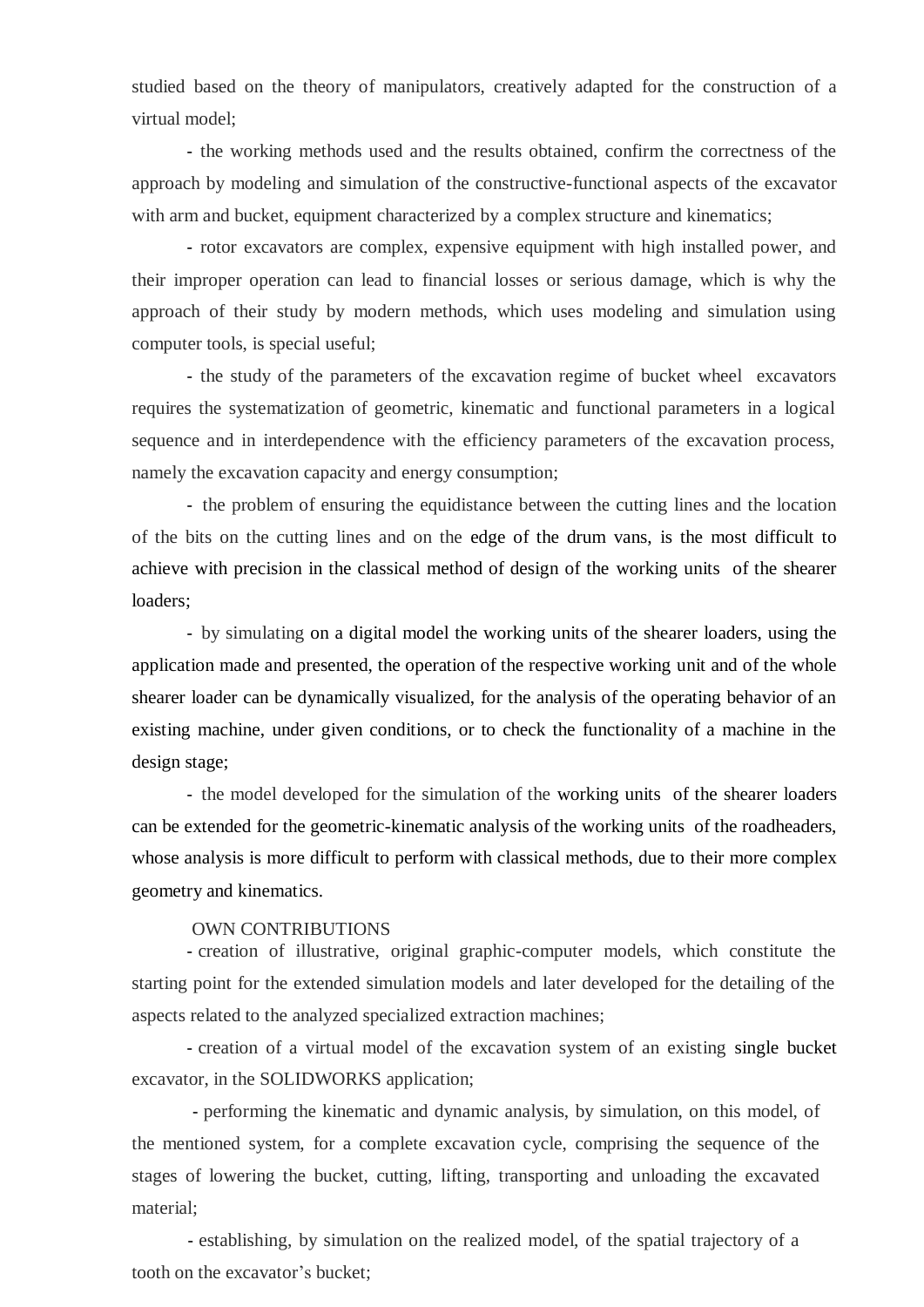studied based on the theory of manipulators, creatively adapted for the construction of a virtual model;

- the working methods used and the results obtained, confirm the correctness of the approach by modeling and simulation of the constructive-functional aspects of the excavator with arm and bucket, equipment characterized by a complex structure and kinematics;

- rotor excavators are complex, expensive equipment with high installed power, and their improper operation can lead to financial losses or serious damage, which is why the approach of their study by modern methods, which uses modeling and simulation using computer tools, is special useful;

- the study of the parameters of the excavation regime of bucket wheel excavators requires the systematization of geometric, kinematic and functional parameters in a logical sequence and in interdependence with the efficiency parameters of the excavation process, namely the excavation capacity and energy consumption;

- the problem of ensuring the equidistance between the cutting lines and the location of the bits on the cutting lines and on the edge of the drum vans, is the most difficult to achieve with precision in the classical method of design of the working units of the shearer loaders;

- by simulating on a digital model the working units of the shearer loaders, using the application made and presented, the operation of the respective working unit and of the whole shearer loader can be dynamically visualized, for the analysis of the operating behavior of an existing machine, under given conditions, or to check the functionality of a machine in the design stage;

- the model developed for the simulation of the working units of the shearer loaders can be extended for the geometric-kinematic analysis of the working units of the roadheaders, whose analysis is more difficult to perform with classical methods, due to their more complex geometry and kinematics.

OWN CONTRIBUTIONS

- creation of illustrative, original graphic-computer models, which constitute the starting point for the extended simulation models and later developed for the detailing of the aspects related to the analyzed specialized extraction machines;

- creation of a virtual model of the excavation system of an existing single bucket excavator, in the SOLIDWORKS application;

- performing the kinematic and dynamic analysis, by simulation, on this model, of the mentioned system, for a complete excavation cycle, comprising the sequence of the stages of lowering the bucket, cutting, lifting, transporting and unloading the excavated material;

- establishing, by simulation on the realized model, of the spatial trajectory of a tooth on the excavator's bucket;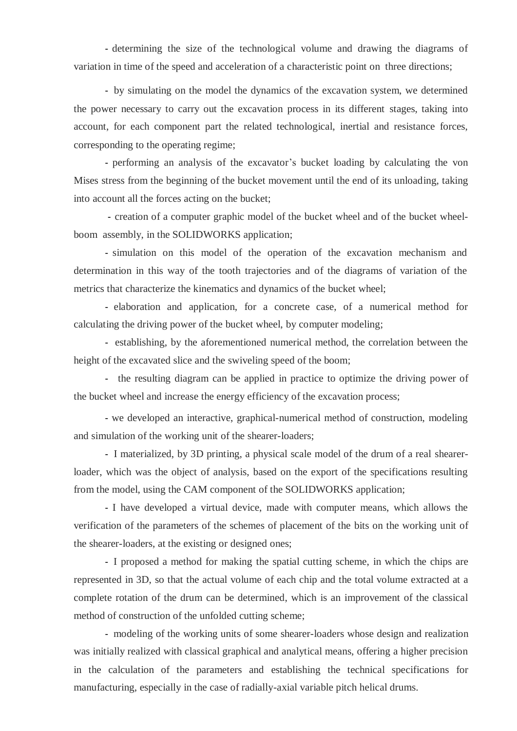- determining the size of the technological volume and drawing the diagrams of variation in time of the speed and acceleration of a characteristic point on three directions;

- by simulating on the model the dynamics of the excavation system, we determined the power necessary to carry out the excavation process in its different stages, taking into account, for each component part the related technological, inertial and resistance forces, corresponding to the operating regime;

- performing an analysis of the excavator's bucket loading by calculating the von Mises stress from the beginning of the bucket movement until the end of its unloading, taking into account all the forces acting on the bucket;

- creation of a computer graphic model of the bucket wheel and of the bucket wheel-boom assembly, in the SOLIDWORKS application;

- simulation on this model of the operation of the excavation mechanism and determination in this way of the tooth trajectories and of the diagrams of variation of the metrics that characterize the kinematics and dynamics of the bucket wheel;

- elaboration and application, for a concrete case, of a numerical method for calculating the driving power of the bucket wheel, by computer modeling;

- establishing, by the aforementioned numerical method, the correlation between the height of the excavated slice and the swiveling speed of the boom;

- the resulting diagram can be applied in practice to optimize the driving power of the bucket wheel and increase the energy efficiency of the excavation process;

- we developed an interactive, graphical-numerical method of construction, modeling and simulation of the working unit of the shearer-loaders;

- I materialized, by 3D printing, a physical scale model of the drum of a real shearer-loader, which was the object of analysis, based on the export of the specifications resulting from the model, using the CAM component of the SOLIDWORKS application;

- I have developed a virtual device, made with computer means, which allows the verification of the parameters of the schemes of placement of the bits on the working unit of the shearer-loaders, at the existing or designed ones;

- I proposed a method for making the spatial cutting scheme, in which the chips are represented in 3D, so that the actual volume of each chip and the total volume extracted at a complete rotation of the drum can be determined, which is an improvement of the classical method of construction of the unfolded cutting scheme;

- modeling of the working units of some shearer-loaders whose design and realization was initially realized with classical graphical and analytical means, offering a higher precision in the calculation of the parameters and establishing the technical specifications for manufacturing, especially in the case of radially-axial variable pitch helical drums.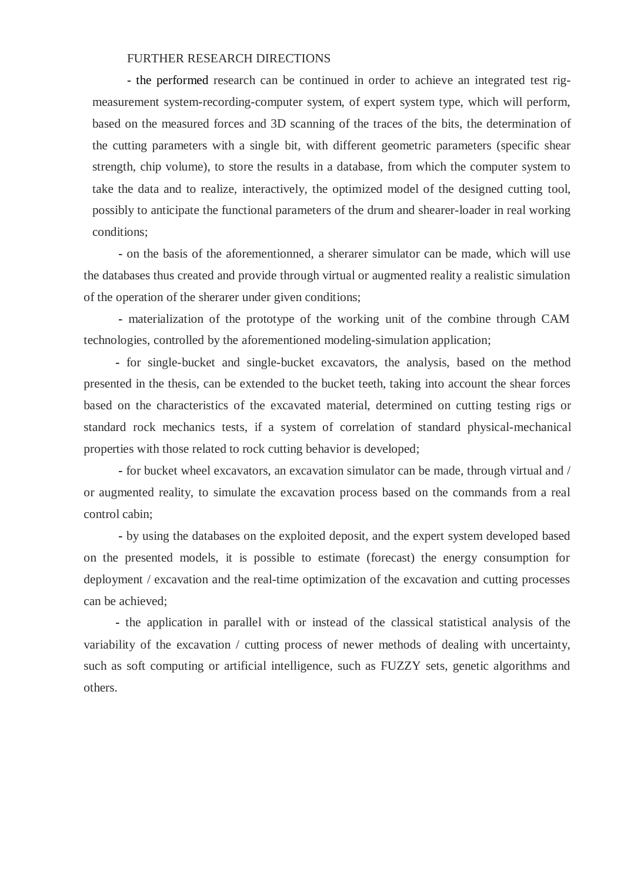FURTHER RESEARCH DIRECTIONS

- the performed research can be continued in order to achieve an integrated test rig-measurement system-recording-computer system, of expert system type, which will perform, based on the measured forces and 3D scanning of the traces of the bits, the determination of the cutting parameters with a single bit, with different geometric parameters (specific shear strength, chip volume), to store the results in a database, from which the computer system to take the data and to realize, interactively, the optimized model of the designed cutting tool, possibly to anticipate the functional parameters of the drum and shearer-loader in real working conditions;

- on the basis of the aforementionned, a sherarer simulator can be made, which will use the databases thus created and provide through virtual or augmented reality a realistic simulation of the operation of the sherarer under given conditions;

- materialization of the prototype of the working unit of the combine through CAM technologies, controlled by the aforementioned modeling-simulation application;

- for single-bucket and single-bucket excavators, the analysis, based on the method presented in the thesis, can be extended to the bucket teeth, taking into account the shear forces based on the characteristics of the excavated material, determined on cutting testing rigs or standard rock mechanics tests, if a system of correlation of standard physical-mechanical properties with those related to rock cutting behavior is developed;

- for bucket wheel excavators, an excavation simulator can be made, through virtual and / or augmented reality, to simulate the excavation process based on the commands from a real control cabin;

- by using the databases on the exploited deposit, and the expert system developed based on the presented models, it is possible to estimate (forecast) the energy consumption for deployment / excavation and the real-time optimization of the excavation and cutting processes can be achieved;

- the application in parallel with or instead of the classical statistical analysis of the variability of the excavation / cutting process of newer methods of dealing with uncertainty, such as soft computing or artificial intelligence, such as FUZZY sets, genetic algorithms and others.